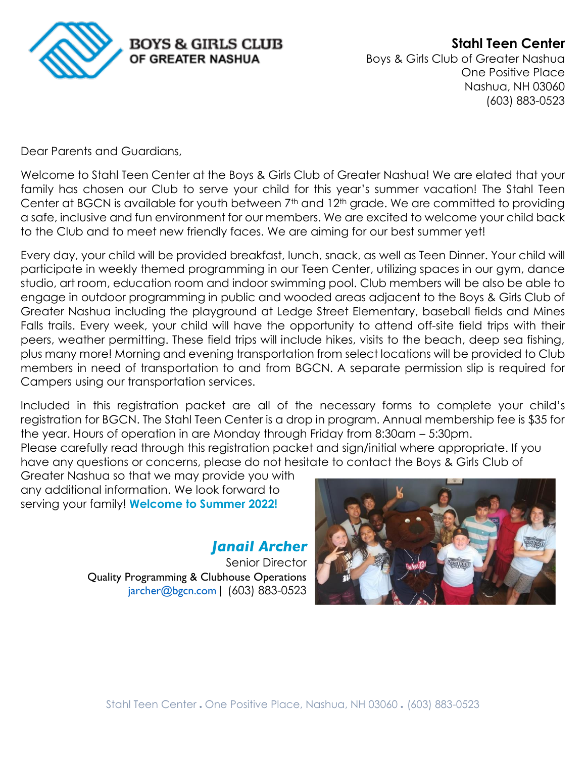**BOYS & GIRLS CLUB OF GREATER NASHUA**

**Stahl Teen Center**
Boys & Girls Club of Greater Nashua
One Positive Place
Nashua, NH 03060
(603) 883-0523

Dear Parents and Guardians,

Welcome to Stahl Teen Center at the Boys & Girls Club of Greater Nashua! We are elated that your family has chosen our Club to serve your child for this year's summer vacation! The Stahl Teen Center at BGCN is available for youth between 7th and 12th grade. We are committed to providing a safe, inclusive and fun environment for our members. We are excited to welcome your child back to the Club and to meet new friendly faces. We are aiming for our best summer yet!

Every day, your child will be provided breakfast, lunch, snack, as well as Teen Dinner. Your child will participate in weekly themed programming in our Teen Center, utilizing spaces in our gym, dance studio, art room, education room and indoor swimming pool. Club members will be also be able to engage in outdoor programming in public and wooded areas adjacent to the Boys & Girls Club of Greater Nashua including the playground at Ledge Street Elementary, baseball fields and Mines Falls trails. Every week, your child will have the opportunity to attend off-site field trips with their peers, weather permitting. These field trips will include hikes, visits to the beach, deep sea fishing, plus many more! Morning and evening transportation from select locations will be provided to Club members in need of transportation to and from BGCN. A separate permission slip is required for Campers using our transportation services.

Included in this registration packet are all of the necessary forms to complete your child's registration for BGCN. The Stahl Teen Center is a drop in program. Annual membership fee is $35 for the year. Hours of operation in are Monday through Friday from 8:30am – 5:30pm.
Please carefully read through this registration packet and sign/initial where appropriate. If you have any questions or concerns, please do not hesitate to contact the Boys & Girls Club of Greater Nashua so that we may provide you with any additional information. We look forward to serving your family! **Welcome to Summer 2022!**

***Janail Archer***
Senior Director
Quality Programming & Clubhouse Operations
jarcher@bgcn.com | (603) 883-0523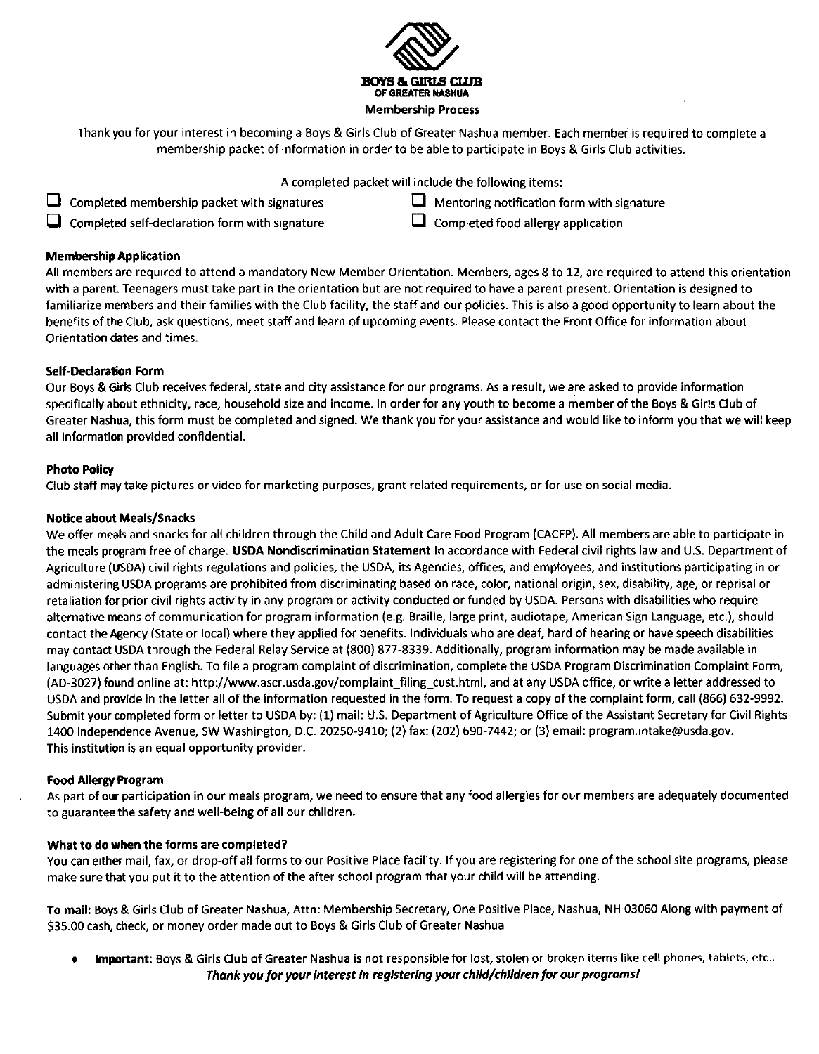**BOYS & GIRLS CLUB**
**OF GREATER NASHUA**

## Membership Process

Thank you for your interest in becoming a Boys & Girls Club of Greater Nashua member. Each member is required to complete a membership packet of information in order to be able to participate in Boys & Girls Club activities.

A completed packet will include the following items:

- ☐ Completed membership packet with signatures
- ☐ Completed self-declaration form with signature
- ☐ Mentoring notification form with signature
- ☐ Completed food allergy application

### Membership Application

All members are required to attend a mandatory New Member Orientation. Members, ages 8 to 12, are required to attend this orientation with a parent. Teenagers must take part in the orientation but are not required to have a parent present. Orientation is designed to familiarize members and their families with the Club facility, the staff and our policies. This is also a good opportunity to learn about the benefits of the Club, ask questions, meet staff and learn of upcoming events. Please contact the Front Office for information about Orientation dates and times.

### Self-Declaration Form

Our Boys & Girls Club receives federal, state and city assistance for our programs. As a result, we are asked to provide information specifically about ethnicity, race, household size and income. In order for any youth to become a member of the Boys & Girls Club of Greater Nashua, this form must be completed and signed. We thank you for your assistance and would like to inform you that we will keep all information provided confidential.

### Photo Policy

Club staff may take pictures or video for marketing purposes, grant related requirements, or for use on social media.

### Notice about Meals/Snacks

We offer meals and snacks for all children through the Child and Adult Care Food Program (CACFP). All members are able to participate in the meals program free of charge. **USDA Nondiscrimination Statement** In accordance with Federal civil rights law and U.S. Department of Agriculture (USDA) civil rights regulations and policies, the USDA, its Agencies, offices, and employees, and institutions participating in or administering USDA programs are prohibited from discriminating based on race, color, national origin, sex, disability, age, or reprisal or retaliation for prior civil rights activity in any program or activity conducted or funded by USDA. Persons with disabilities who require alternative means of communication for program information (e.g. Braille, large print, audiotape, American Sign Language, etc.), should contact the Agency (State or local) where they applied for benefits. Individuals who are deaf, hard of hearing or have speech disabilities may contact USDA through the Federal Relay Service at (800) 877-8339. Additionally, program information may be made available in languages other than English. To file a program complaint of discrimination, complete the USDA Program Discrimination Complaint Form, (AD-3027) found online at: http://www.ascr.usda.gov/complaint_filing_cust.html, and at any USDA office, or write a letter addressed to USDA and provide in the letter all of the information requested in the form. To request a copy of the complaint form, call (866) 632-9992. Submit your completed form or letter to USDA by: (1) mail: U.S. Department of Agriculture Office of the Assistant Secretary for Civil Rights 1400 Independence Avenue, SW Washington, D.C. 20250-9410; (2) fax: (202) 690-7442; or (3) email: program.intake@usda.gov. This institution is an equal opportunity provider.

### Food Allergy Program

As part of our participation in our meals program, we need to ensure that any food allergies for our members are adequately documented to guarantee the safety and well-being of all our children.

### What to do when the forms are completed?

You can either mail, fax, or drop-off all forms to our Positive Place facility. If you are registering for one of the school site programs, please make sure that you put it to the attention of the after school program that your child will be attending.

**To mail:** Boys & Girls Club of Greater Nashua, Attn: Membership Secretary, One Positive Place, Nashua, NH 03060 Along with payment of $35.00 cash, check, or money order made out to Boys & Girls Club of Greater Nashua

- **Important:** Boys & Girls Club of Greater Nashua is not responsible for lost, stolen or broken items like cell phones, tablets, etc..

***Thank you for your interest in registering your child/children for our programs!***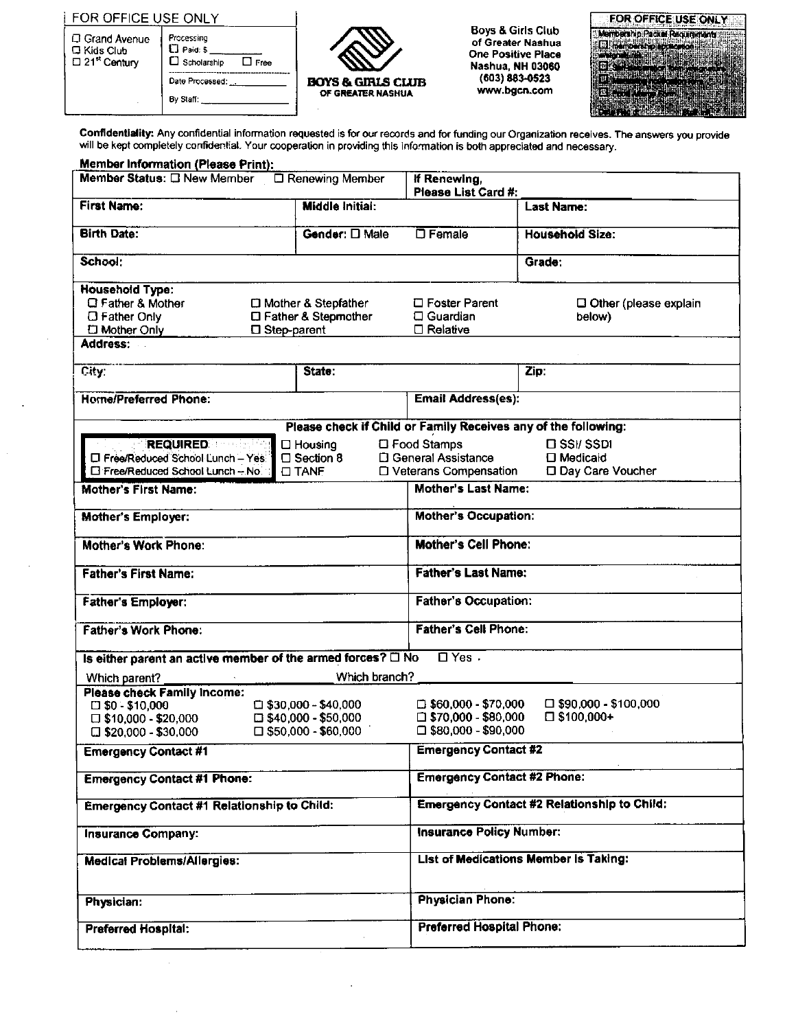**FOR OFFICE USE ONLY**

| | |
|---|---|
| ☐ Grand Avenue<br>☐ Kids Club<br>☐ 21st Century | Processing<br>☐ Paid: $ ________<br>☐ Scholarship ☐ Free<br>Date Processed: ________<br>By Staff: ________ |

**BOYS & GIRLS CLUB OF GREATER NASHUA**

Boys & Girls Club of Greater Nashua
One Positive Place
Nashua, NH 03060
(603) 883-0523
www.bgcn.com

**FOR OFFICE USE ONLY**
Membership Packet Requirements

**Confidentiality:** Any confidential information requested is for our records and for funding our Organization receives. The answers you provide will be kept completely confidential. Your cooperation in providing this information is both appreciated and necessary.

**Member Information (Please Print):**

**Member Status:** ☐ New Member ☐ Renewing Member

**If Renewing, Please List Card #:** ________

| | | |
|---|---|---|
| **First Name:** | **Middle Initial:** | **Last Name:** |
| **Birth Date:** | **Gender:** ☐ Male ☐ Female | **Household Size:** |
| **School:** | | **Grade:** |

**Household Type:**
☐ Father & Mother ☐ Mother & Stepfather ☐ Foster Parent ☐ Other (please explain below)
☐ Father Only ☐ Father & Stepmother ☐ Guardian
☐ Mother Only ☐ Step-parent ☐ Relative

**Address:**

| | | |
|---|---|---|
| **City:** | **State:** | **Zip:** |

| | |
|---|---|
| **Home/Preferred Phone:** | **Email Address(es):** |

**Please check if Child or Family Receives any of the following:**

| | | | |
|---|---|---|---|
| **REQUIRED** | ☐ Housing | ☐ Food Stamps | ☐ SSI/ SSDI |
| ☐ Free/Reduced School Lunch – Yes | ☐ Section 8 | ☐ General Assistance | ☐ Medicaid |
| ☐ Free/Reduced School Lunch – No | ☐ TANF | ☐ Veterans Compensation | ☐ Day Care Voucher |

| | |
|---|---|
| **Mother's First Name:** | **Mother's Last Name:** |
| **Mother's Employer:** | **Mother's Occupation:** |
| **Mother's Work Phone:** | **Mother's Cell Phone:** |
| **Father's First Name:** | **Father's Last Name:** |
| **Father's Employer:** | **Father's Occupation:** |
| **Father's Work Phone:** | **Father's Cell Phone:** |

**Is either parent an active member of the armed forces?** ☐ No ☐ Yes

Which parent? ________ Which branch? ________

**Please check Family Income:**
☐ $0 - $10,000 ☐ $30,000 - $40,000 ☐ $60,000 - $70,000 ☐ $90,000 - $100,000
☐ $10,000 - $20,000 ☐ $40,000 - $50,000 ☐ $70,000 - $80,000 ☐ $100,000+
☐ $20,000 - $30,000 ☐ $50,000 - $60,000 ☐ $80,000 - $90,000

| | |
|---|---|
| **Emergency Contact #1** | **Emergency Contact #2** |
| **Emergency Contact #1 Phone:** | **Emergency Contact #2 Phone:** |
| **Emergency Contact #1 Relationship to Child:** | **Emergency Contact #2 Relationship to Child:** |
| **Insurance Company:** | **Insurance Policy Number:** |
| **Medical Problems/Allergies:** | **List of Medications Member Is Taking:** |
| **Physician:** | **Physician Phone:** |
| **Preferred Hospital:** | **Preferred Hospital Phone:** |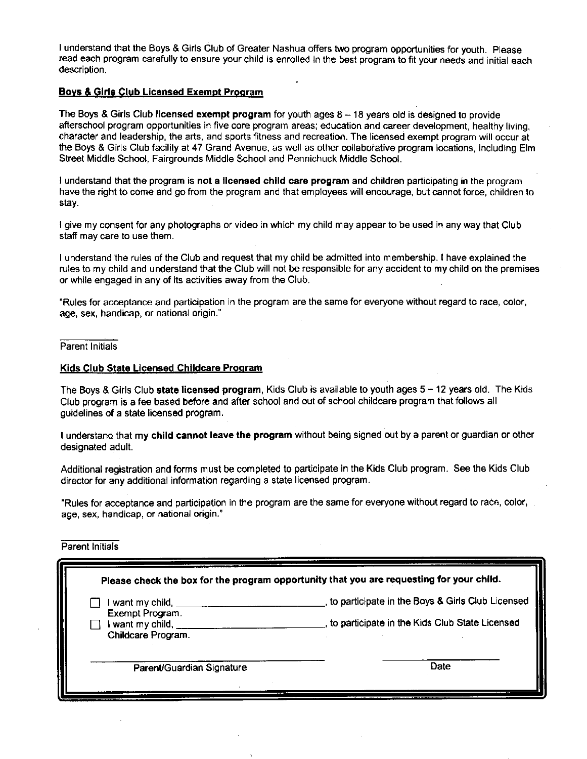I understand that the Boys & Girls Club of Greater Nashua offers two program opportunities for youth. Please read each program carefully to ensure your child is enrolled in the best program to fit your needs and initial each description.

## Boys & Girls Club Licensed Exempt Program

The Boys & Girls Club **licensed exempt program** for youth ages 8 – 18 years old is designed to provide afterschool program opportunities in five core program areas; education and career development, healthy living, character and leadership, the arts, and sports fitness and recreation. The licensed exempt program will occur at the Boys & Girls Club facility at 47 Grand Avenue, as well as other collaborative program locations, including Elm Street Middle School, Fairgrounds Middle School and Pennichuck Middle School.

I understand that the program is **not a licensed child care program** and children participating in the program have the right to come and go from the program and that employees will encourage, but cannot force, children to stay.

I give my consent for any photographs or video in which my child may appear to be used in any way that Club staff may care to use them.

I understand the rules of the Club and request that my child be admitted into membership. I have explained the rules to my child and understand that the Club will not be responsible for any accident to my child on the premises or while engaged in any of its activities away from the Club.

"Rules for acceptance and participation in the program are the same for everyone without regard to race, color, age, sex, handicap, or national origin."

\_\_\_\_\_\_\_\_\_\_\_\_
Parent Initials

## Kids Club State Licensed Childcare Program

The Boys & Girls Club **state licensed program**, Kids Club is available to youth ages 5 – 12 years old. The Kids Club program is a fee based before and after school and out of school childcare program that follows all guidelines of a state licensed program.

I understand that **my child cannot leave the program** without being signed out by a parent or guardian or other designated adult.

Additional registration and forms must be completed to participate in the Kids Club program. See the Kids Club director for any additional information regarding a state licensed program.

"Rules for acceptance and participation in the program are the same for everyone without regard to race, color, age, sex, handicap, or national origin."

\_\_\_\_\_\_\_\_\_\_\_\_
Parent Initials

---

**Please check the box for the program opportunity that you are requesting for your child.**

- ☐ I want my child, \_\_\_\_\_\_\_\_\_\_\_\_\_\_\_\_\_\_\_\_\_\_\_\_\_\_\_\_, to participate in the Boys & Girls Club Licensed Exempt Program.
- ☐ I want my child, \_\_\_\_\_\_\_\_\_\_\_\_\_\_\_\_\_\_\_\_\_\_\_\_\_\_\_\_, to participate in the Kids Club State Licensed Childcare Program.

\_\_\_\_\_\_\_\_\_\_\_\_\_\_\_\_\_\_\_\_\_\_\_\_\_\_\_\_\_\_\_\_\_\_\_\_\_\_\_\_ &nbsp;&nbsp;&nbsp;&nbsp; \_\_\_\_\_\_\_\_\_\_\_\_\_\_\_\_\_\_\_\_
Parent/Guardian Signature &nbsp;&nbsp;&nbsp;&nbsp; Date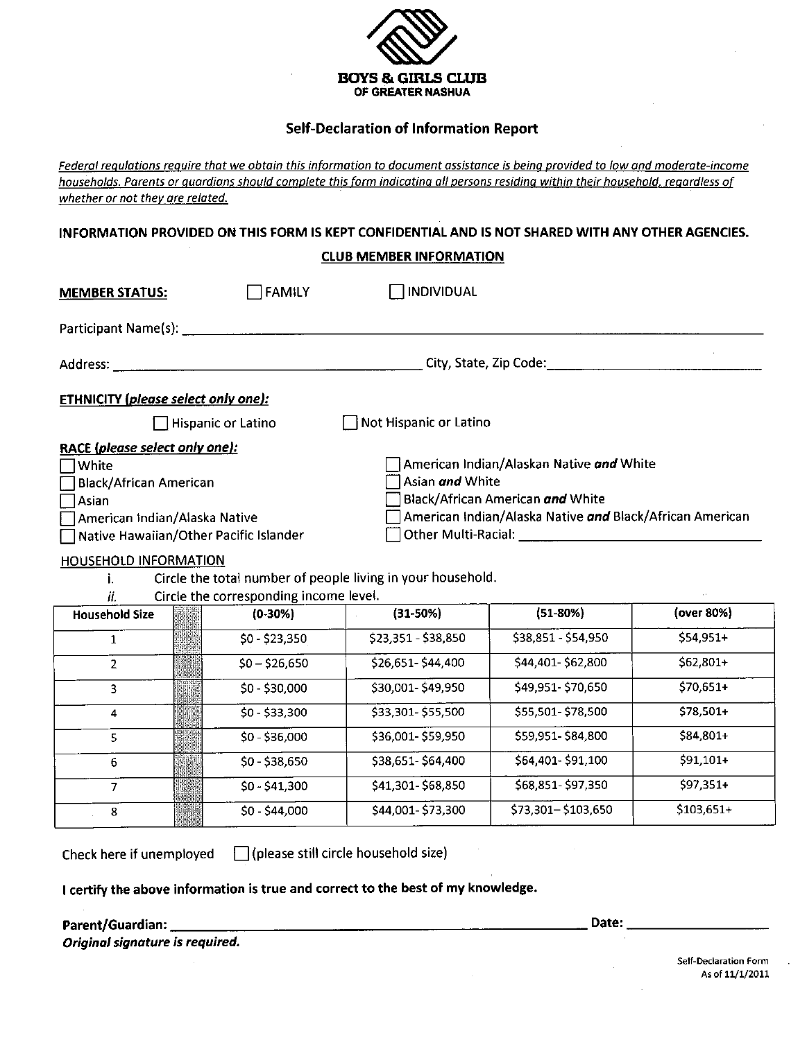**BOYS & GIRLS CLUB**
**OF GREATER NASHUA**

## Self-Declaration of Information Report

*Federal regulations require that we obtain this information to document assistance is being provided to low and moderate-income households. Parents or guardians should complete this form indicating all persons residing within their household, regardless of whether or not they are related.*

**INFORMATION PROVIDED ON THIS FORM IS KEPT CONFIDENTIAL AND IS NOT SHARED WITH ANY OTHER AGENCIES.**

### CLUB MEMBER INFORMATION

**MEMBER STATUS:** ☐ FAMILY ☐ INDIVIDUAL

Participant Name(s): ______________________________________________

Address: ______________________________ City, State, Zip Code: ______________________

**ETHNICITY (*please select only one*):**

☐ Hispanic or Latino ☐ Not Hispanic or Latino

**RACE (*please select only one*):**

☐ White
☐ Black/African American
☐ Asian
☐ American Indian/Alaska Native
☐ Native Hawaiian/Other Pacific Islander
☐ American Indian/Alaskan Native ***and*** White
☐ Asian ***and*** White
☐ Black/African American ***and*** White
☐ American Indian/Alaska Native ***and*** Black/African American
☐ Other Multi-Racial: ______________________

HOUSEHOLD INFORMATION

i. Circle the total number of people living in your household.
ii. Circle the corresponding income level.

| Household Size | (0-30%) | (31-50%) | (51-80%) | (over 80%) |
|---|---|---|---|---|
| 1 | $0 - $23,350 | $23,351 - $38,850 | $38,851 - $54,950 | $54,951+ |
| 2 | $0 – $26,650 | $26,651- $44,400 | $44,401- $62,800 | $62,801+ |
| 3 | $0 - $30,000 | $30,001- $49,950 | $49,951- $70,650 | $70,651+ |
| 4 | $0 - $33,300 | $33,301- $55,500 | $55,501- $78,500 | $78,501+ |
| 5 | $0 - $36,000 | $36,001- $59,950 | $59,951- $84,800 | $84,801+ |
| 6 | $0 - $38,650 | $38,651- $64,400 | $64,401- $91,100 | $91,101+ |
| 7 | $0 - $41,300 | $41,301- $68,850 | $68,851- $97,350 | $97,351+ |
| 8 | $0 - $44,000 | $44,001- $73,300 | $73,301– $103,650 | $103,651+ |

Check here if unemployed ☐ (please still circle household size)

**I certify the above information is true and correct to the best of my knowledge.**

**Parent/Guardian:** ______________________________ **Date:** ______________
***Original signature is required.***

Self-Declaration Form
As of 11/1/2011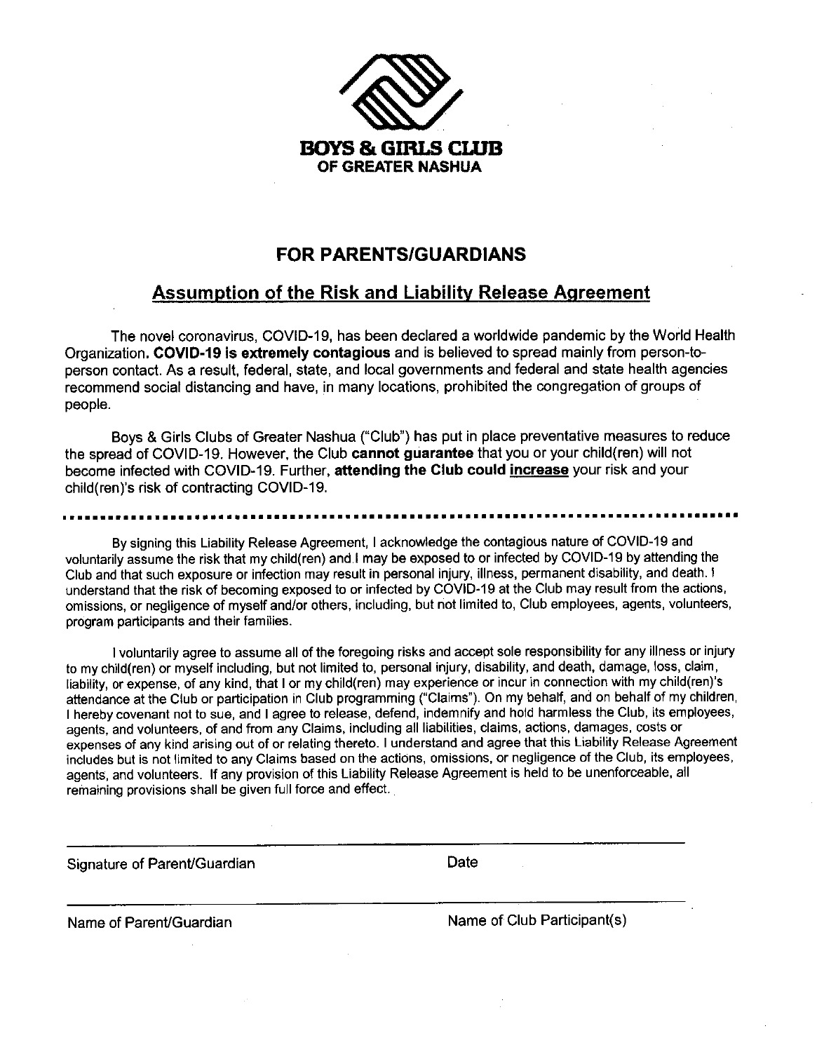**BOYS & GIRLS CLUB**
**OF GREATER NASHUA**

## FOR PARENTS/GUARDIANS

## Assumption of the Risk and Liability Release Agreement

The novel coronavirus, COVID-19, has been declared a worldwide pandemic by the World Health Organization. **COVID-19 is extremely contagious** and is believed to spread mainly from person-to-person contact. As a result, federal, state, and local governments and federal and state health agencies recommend social distancing and have, in many locations, prohibited the congregation of groups of people.

Boys & Girls Clubs of Greater Nashua ("Club") has put in place preventative measures to reduce the spread of COVID-19. However, the Club **cannot guarantee** that you or your child(ren) will not become infected with COVID-19. Further, **attending the Club could increase** your risk and your child(ren)'s risk of contracting COVID-19.

---

By signing this Liability Release Agreement, I acknowledge the contagious nature of COVID-19 and voluntarily assume the risk that my child(ren) and I may be exposed to or infected by COVID-19 by attending the Club and that such exposure or infection may result in personal injury, illness, permanent disability, and death. I understand that the risk of becoming exposed to or infected by COVID-19 at the Club may result from the actions, omissions, or negligence of myself and/or others, including, but not limited to, Club employees, agents, volunteers, program participants and their families.

I voluntarily agree to assume all of the foregoing risks and accept sole responsibility for any illness or injury to my child(ren) or myself including, but not limited to, personal injury, disability, and death, damage, loss, claim, liability, or expense, of any kind, that I or my child(ren) may experience or incur in connection with my child(ren)'s attendance at the Club or participation in Club programming ("Claims"). On my behalf, and on behalf of my children, I hereby covenant not to sue, and I agree to release, defend, indemnify and hold harmless the Club, its employees, agents, and volunteers, of and from any Claims, including all liabilities, claims, actions, damages, costs or expenses of any kind arising out of or relating thereto. I understand and agree that this Liability Release Agreement includes but is not limited to any Claims based on the actions, omissions, or negligence of the Club, its employees, agents, and volunteers. If any provision of this Liability Release Agreement is held to be unenforceable, all remaining provisions shall be given full force and effect.

Signature of Parent/Guardian &emsp;&emsp;&emsp;&emsp;&emsp;&emsp;&emsp;&emsp;&emsp;&emsp; Date

Name of Parent/Guardian &emsp;&emsp;&emsp;&emsp;&emsp;&emsp;&emsp;&emsp;&emsp;&emsp; Name of Club Participant(s)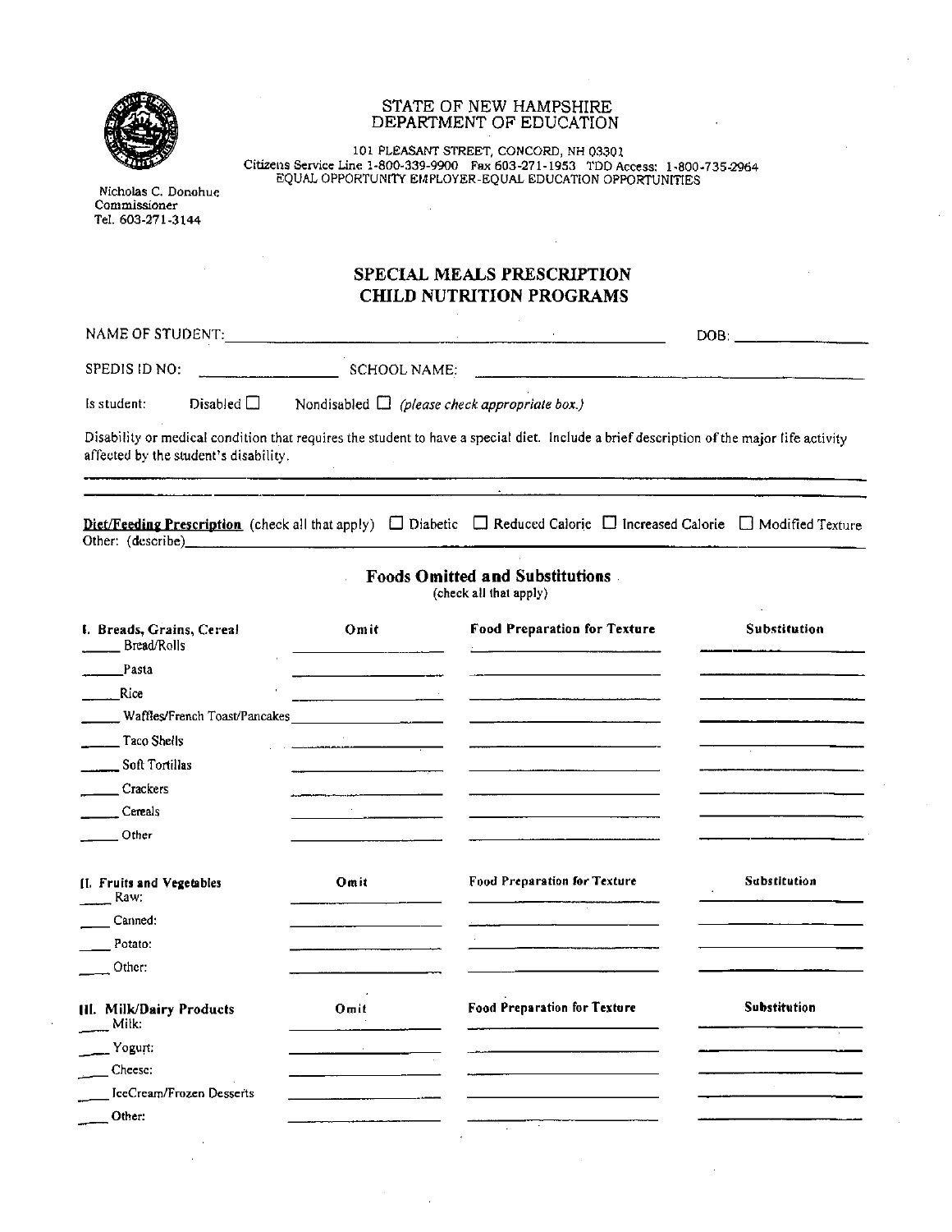STATE OF NEW HAMPSHIRE
DEPARTMENT OF EDUCATION

101 PLEASANT STREET, CONCORD, NH 03301
Citizens Service Line 1-800-339-9900 Fax 603-271-1953 TDD Access: 1-800-735-2964
EQUAL OPPORTUNITY EMPLOYER-EQUAL EDUCATION OPPORTUNITIES

Nicholas C. Donohue
Commissioner
Tel. 603-271-3144

# SPECIAL MEALS PRESCRIPTION
# CHILD NUTRITION PROGRAMS

NAME OF STUDENT: ______________________________ DOB: ____________

SPEDIS ID NO: ____________ SCHOOL NAME: ______________________________

Is student: Disabled ☐ Nondisabled ☐ *(please check appropriate box.)*

Disability or medical condition that requires the student to have a special diet. Include a brief description of the major life activity affected by the student's disability.

______________________________________________________________________

______________________________________________________________________

**Diet/Feeding Prescription** (check all that apply) ☐ Diabetic ☐ Reduced Calorie ☐ Increased Calorie ☐ Modified Texture
Other: (describe)______________________________________________________

## Foods Omitted and Substitutions

(check all that apply)

| I. Breads, Grains, Cereal | Omit | Food Preparation for Texture | Substitution |
|---|---|---|---|
| _____ Bread/Rolls | | | |
| _____ Pasta | | | |
| _____ Rice | | | |
| _____ Waffles/French Toast/Pancakes | | | |
| _____ Taco Shells | | | |
| _____ Soft Tortillas | | | |
| _____ Crackers | | | |
| _____ Cereals | | | |
| _____ Other | | | |

| II. Fruits and Vegetables | Omit | Food Preparation for Texture | Substitution |
|---|---|---|---|
| _____ Raw: | | | |
| _____ Canned: | | | |
| _____ Potato: | | | |
| _____ Other: | | | |

| III. Milk/Dairy Products | Omit | Food Preparation for Texture | Substitution |
|---|---|---|---|
| _____ Milk: | | | |
| _____ Yogurt: | | | |
| _____ Cheese: | | | |
| _____ IceCream/Frozen Desserts | | | |
| _____ Other: | | | |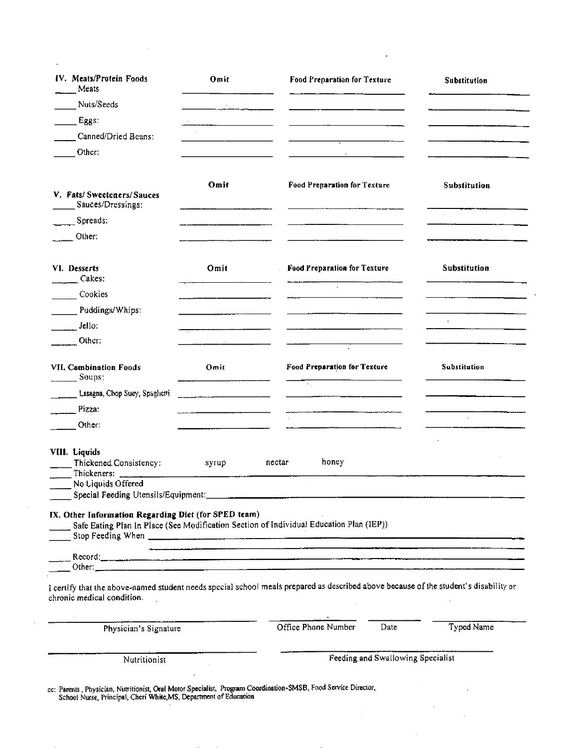| IV. Meats/Protein Foods | Omit | Food Preparation for Texture | Substitution |
|---|---|---|---|
| _____ Meats | | | |
| _____ Nuts/Seeds | | | |
| _____ Eggs: | | | |
| _____ Canned/Dried Beans: | | | |
| _____ Other: | | | |

| V. Fats/ Sweeteners/ Sauces | Omit | Food Preparation for Texture | Substitution |
|---|---|---|---|
| _____ Sauces/Dressings: | | | |
| _____ Spreads: | | | |
| _____ Other: | | | |

| VI. Desserts | Omit | Food Preparation for Texture | Substitution |
|---|---|---|---|
| _____ Cakes: | | | |
| _____ Cookies | | | |
| _____ Puddings/Whips: | | | |
| _____ Jello: | | | |
| _____ Other: | | | |

| VII. Combination Foods | Omit | Food Preparation for Texture | Substitution |
|---|---|---|---|
| _____ Soups: | | | |
| _____ Lasagna, Chop Suey, Spaghetti | | | |
| _____ Pizza: | | | |
| _____ Other: | | | |

**VIII. Liquids**

_____ Thickened Consistency: syrup nectar honey

_____ Thickeners: _______________

_____ No Liquids Offered

_____ Special Feeding Utensils/Equipment: _______________

**IX. Other Information Regarding Diet (for SPED team)**

_____ Safe Eating Plan In Place (See Modification Section of Individual Education Plan (IEP))

_____ Stop Feeding When _______________

_____ Record: _______________

_____ Other: _______________

I certify that the above-named student needs special school meals prepared as described above because of the student's disability or chronic medical condition.

_______________ Physician's Signature

_______________ Office Phone Number

_______________ Date

_______________ Typed Name

_______________ Nutritionist

_______________ Feeding and Swallowing Specialist

cc: Parents, Physician, Nutritionist, Oral Motor Specialist, Program Coordination-SMSB, Food Service Director, School Nurse, Principal, Cheri White,MS, Department of Education